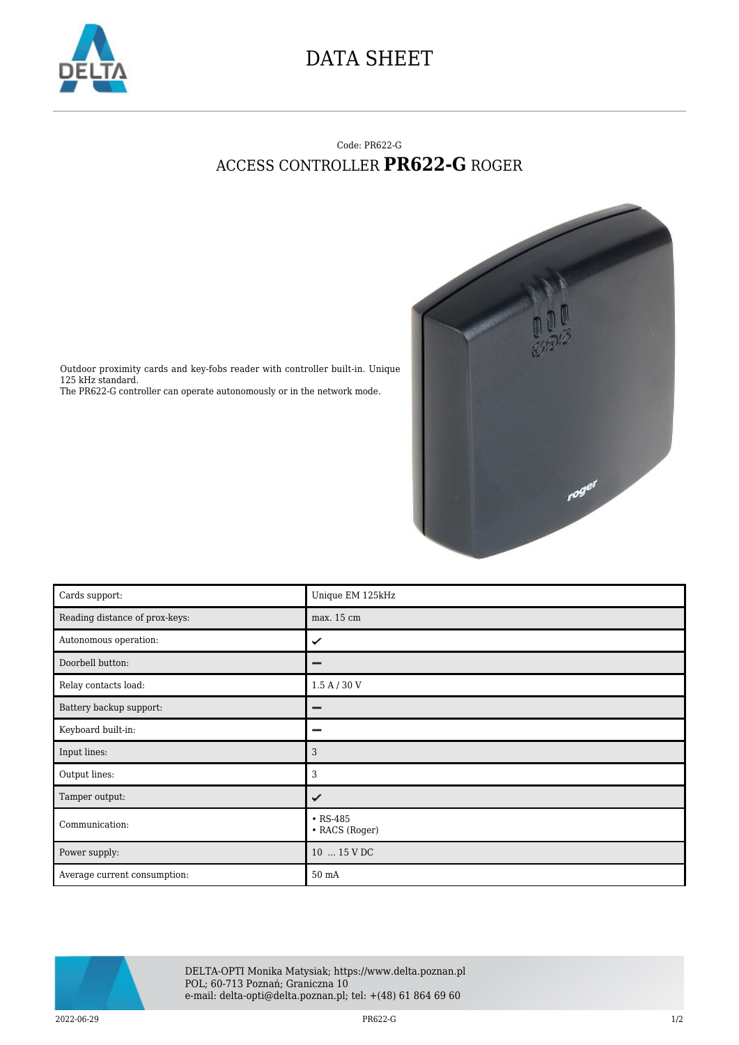# DATA SHEET

Code: PR622-G

## ACCESS CONTROLLER **PR622-G** ROGER

Outdoor proximity cards and key-fobs reader with controller built-in. Unique 125 kHz standard.
The PR622-G controller can operate autonomously or in the network mode.

| | |
|---|---|
| Cards support: | Unique EM 125kHz |
| Reading distance of prox-keys: | max. 15 cm |
| Autonomous operation: | ✓ |
| Doorbell button: | – |
| Relay contacts load: | 1.5 A / 30 V |
| Battery backup support: | – |
| Keyboard built-in: | – |
| Input lines: | 3 |
| Output lines: | 3 |
| Tamper output: | ✓ |
| Communication: | • RS-485<br>• RACS (Roger) |
| Power supply: | 10 ... 15 V DC |
| Average current consumption: | 50 mA |

DELTA-OPTI Monika Matysiak; https://www.delta.poznan.pl
POL; 60-713 Poznań; Graniczna 10
e-mail: delta-opti@delta.poznan.pl; tel: +(48) 61 864 69 60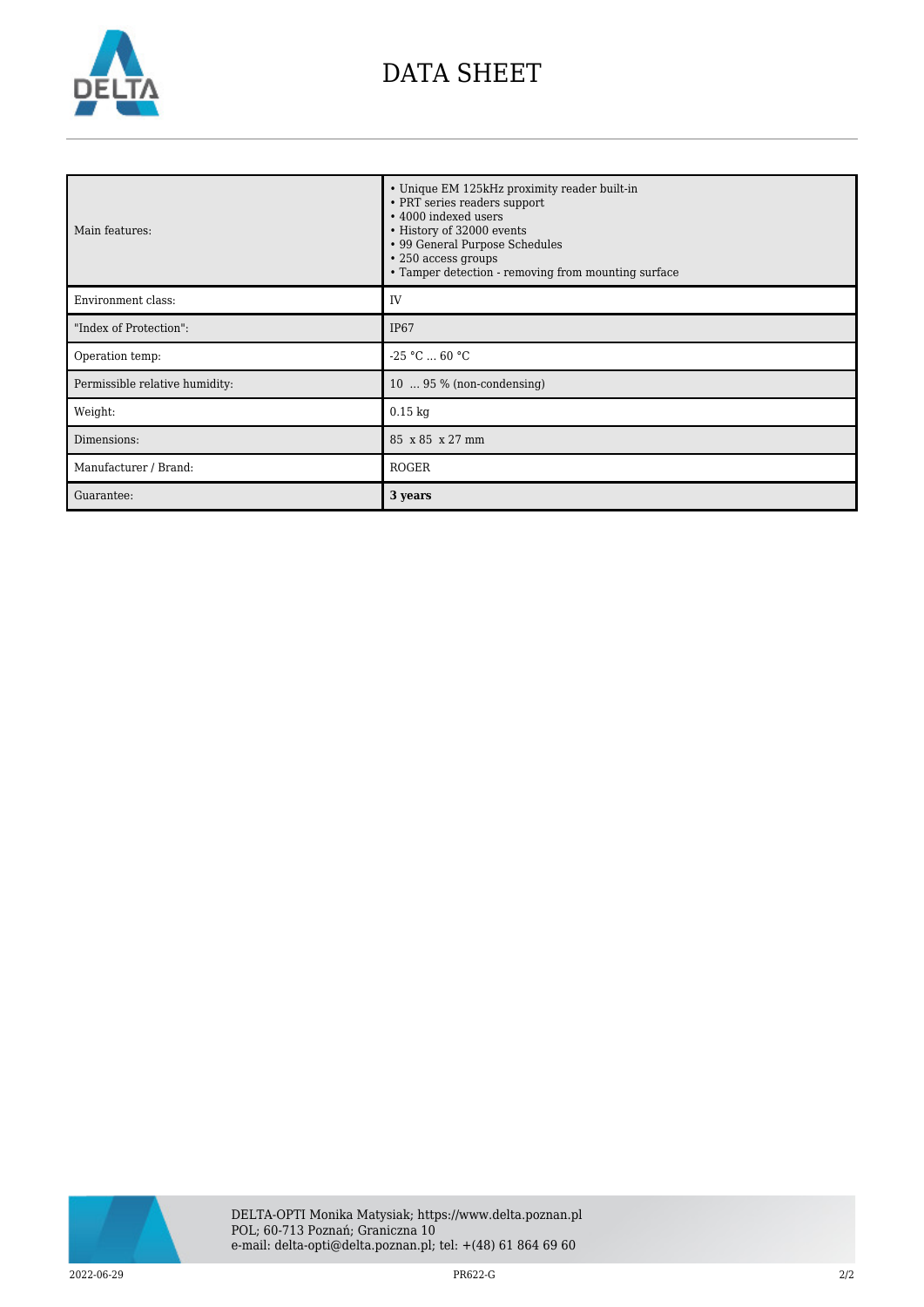# DATA SHEET

| | |
|---|---|
| Main features: | • Unique EM 125kHz proximity reader built-in<br>• PRT series readers support<br>• 4000 indexed users<br>• History of 32000 events<br>• 99 General Purpose Schedules<br>• 250 access groups<br>• Tamper detection - removing from mounting surface |
| Environment class: | IV |
| "Index of Protection": | IP67 |
| Operation temp: | -25 °C ... 60 °C |
| Permissible relative humidity: | 10 ... 95 % (non-condensing) |
| Weight: | 0.15 kg |
| Dimensions: | 85 x 85 x 27 mm |
| Manufacturer / Brand: | ROGER |
| Guarantee: | **3 years** |

DELTA-OPTI Monika Matysiak; https://www.delta.poznan.pl
POL; 60-713 Poznań; Graniczna 10
e-mail: delta-opti@delta.poznan.pl; tel: +(48) 61 864 69 60